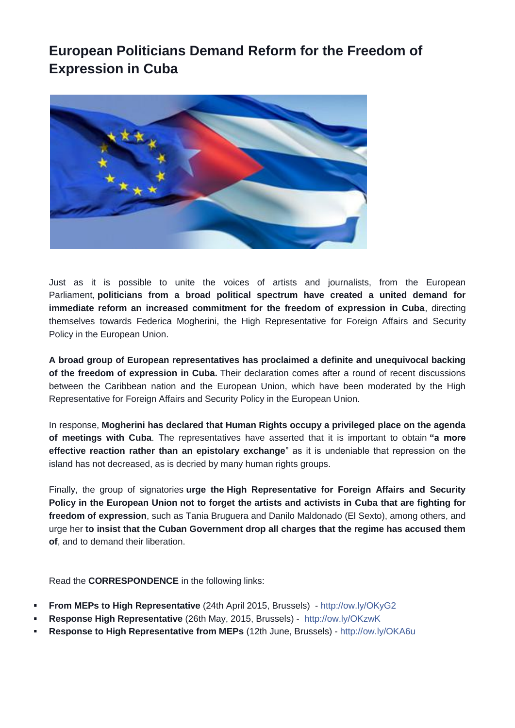# European Politicians Demand Reform for the Freedom of Expression in Cuba

Just as it is possible to unite the voices of artists and journalists, from the European Parliament, **politicians from a broad political spectrum have created a united demand for immediate reform an increased commitment for the freedom of expression in Cuba**, directing themselves towards Federica Mogherini, the High Representative for Foreign Affairs and Security Policy in the European Union.

**A broad group of European representatives has proclaimed a definite and unequivocal backing of the freedom of expression in Cuba.** Their declaration comes after a round of recent discussions between the Caribbean nation and the European Union, which have been moderated by the High Representative for Foreign Affairs and Security Policy in the European Union.

In response, **Mogherini has declared that Human Rights occupy a privileged place on the agenda of meetings with Cuba**. The representatives have asserted that it is important to obtain **"a more effective reaction rather than an epistolary exchange**" as it is undeniable that repression on the island has not decreased, as is decried by many human rights groups.

Finally, the group of signatories **urge the High Representative for Foreign Affairs and Security Policy in the European Union not to forget the artists and activists in Cuba that are fighting for freedom of expression**, such as Tania Bruguera and Danilo Maldonado (El Sexto), among others, and urge her **to insist that the Cuban Government drop all charges that the regime has accused them of**, and to demand their liberation.

Read the **CORRESPONDENCE** in the following links:

- **From MEPs to High Representative** (24th April 2015, Brussels) - http://ow.ly/OKyG2
- **Response High Representative** (26th May, 2015, Brussels) - http://ow.ly/OKzwK
- **Response to High Representative from MEPs** (12th June, Brussels) - http://ow.ly/OKA6u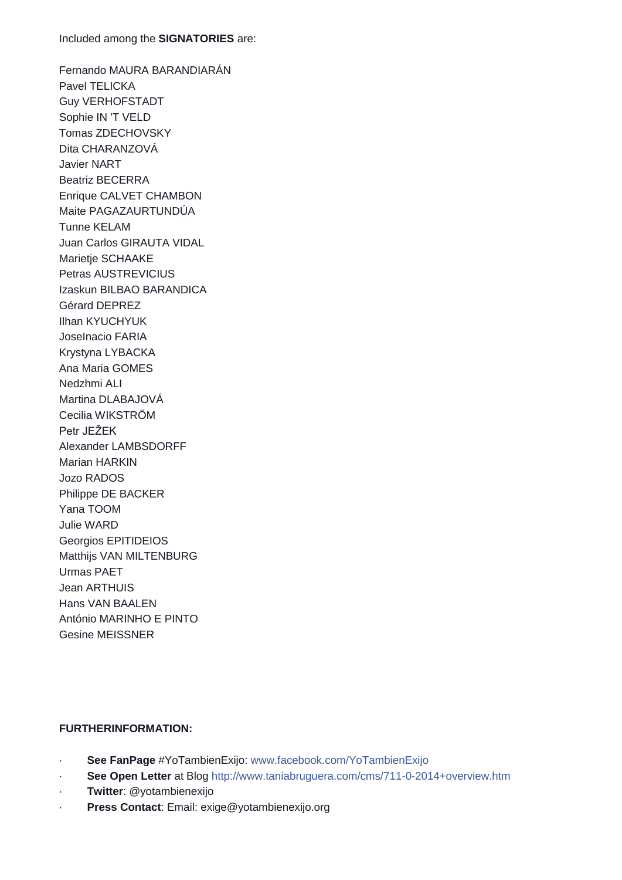Included among the **SIGNATORIES** are:

Fernando MAURA BARANDIARÁN
Pavel TELICKA
Guy VERHOFSTADT
Sophie IN 'T VELD
Tomas ZDECHOVSKY
Dita CHARANZOVÁ
Javier NART
Beatriz BECERRA
Enrique CALVET CHAMBON
Maite PAGAZAURTUNDÚA
Tunne KELAM
Juan Carlos GIRAUTA VIDAL
Marietje SCHAAKE
Petras AUSTREVICIUS
Izaskun BILBAO BARANDICA
Gérard DEPREZ
Ilhan KYUCHYUK
JoseInacio FARIA
Krystyna LYBACKA
Ana Maria GOMES
Nedzhmi ALI
Martina DLABAJOVÁ
Cecilia WIKSTRÖM
Petr JEŽEK
Alexander LAMBSDORFF
Marian HARKIN
Jozo RADOS
Philippe DE BACKER
Yana TOOM
Julie WARD
Georgios EPITIDEIOS
Matthijs VAN MILTENBURG
Urmas PAET
Jean ARTHUIS
Hans VAN BAALEN
António MARINHO E PINTO
Gesine MEISSNER

**FURTHERINFORMATION:**

- **See FanPage** #YoTambienExijo: www.facebook.com/YoTambienExijo
- **See Open Letter** at Blog http://www.taniabruguera.com/cms/711-0-2014+overview.htm
- **Twitter**: @yotambienexijo
- **Press Contact**: Email: exige@yotambienexijo.org